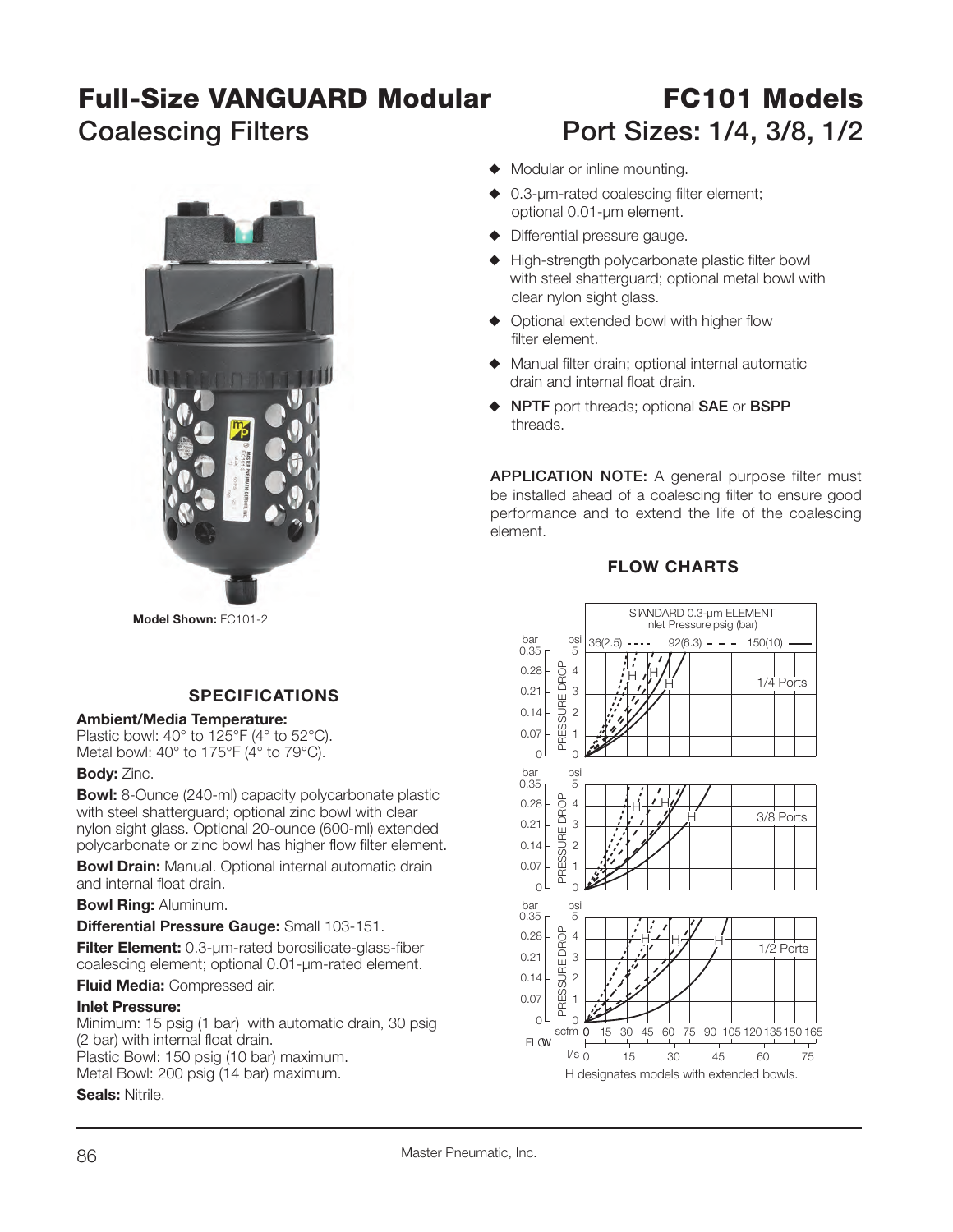# Full-Size VANGUARD Modular Coalescing Filters

# FC101 Models Port Sizes: 1/4, 3/8, 1/2

Model Shown: FC101-2

- Modular or inline mounting.
- 0.3-µm-rated coalescing filter element; optional 0.01-µm element.
- Differential pressure gauge.
- High-strength polycarbonate plastic filter bowl with steel shatterguard; optional metal bowl with clear nylon sight glass.
- Optional extended bowl with higher flow filter element.
- Manual filter drain; optional internal automatic drain and internal float drain.
- **NPTF** port threads; optional **SAE** or **BSPP** threads.

**APPLICATION NOTE:** A general purpose filter must be installed ahead of a coalescing filter to ensure good performance and to extend the life of the coalescing element.

## SPECIFICATIONS

**Ambient/Media Temperature:**
Plastic bowl: 40° to 125°F (4° to 52°C).
Metal bowl: 40° to 175°F (4° to 79°C).

**Body:** Zinc.

**Bowl:** 8-Ounce (240-ml) capacity polycarbonate plastic with steel shatterguard; optional zinc bowl with clear nylon sight glass. Optional 20-ounce (600-ml) extended polycarbonate or zinc bowl has higher flow filter element.

**Bowl Drain:** Manual. Optional internal automatic drain and internal float drain.

**Bowl Ring:** Aluminum.

**Differential Pressure Gauge:** Small 103-151.

**Filter Element:** 0.3-µm-rated borosilicate-glass-fiber coalescing element; optional 0.01-µm-rated element.

**Fluid Media:** Compressed air.

**Inlet Pressure:**
Minimum: 15 psig (1 bar) with automatic drain, 30 psig (2 bar) with internal float drain.
Plastic Bowl: 150 psig (10 bar) maximum.
Metal Bowl: 200 psig (14 bar) maximum.

**Seals:** Nitrile.

## FLOW CHARTS

STANDARD 0.3-µm ELEMENT
Inlet Pressure psig (bar)
36(2.5) ···· 92(6.3) – – – 150(10) ——

1/4 Ports
3/8 Ports
1/2 Ports

PRESSURE DROP: bar 0–0.35 / psi 0–5
FLOW: scfm 0–165 / l/s 0–75

H designates models with extended bowls.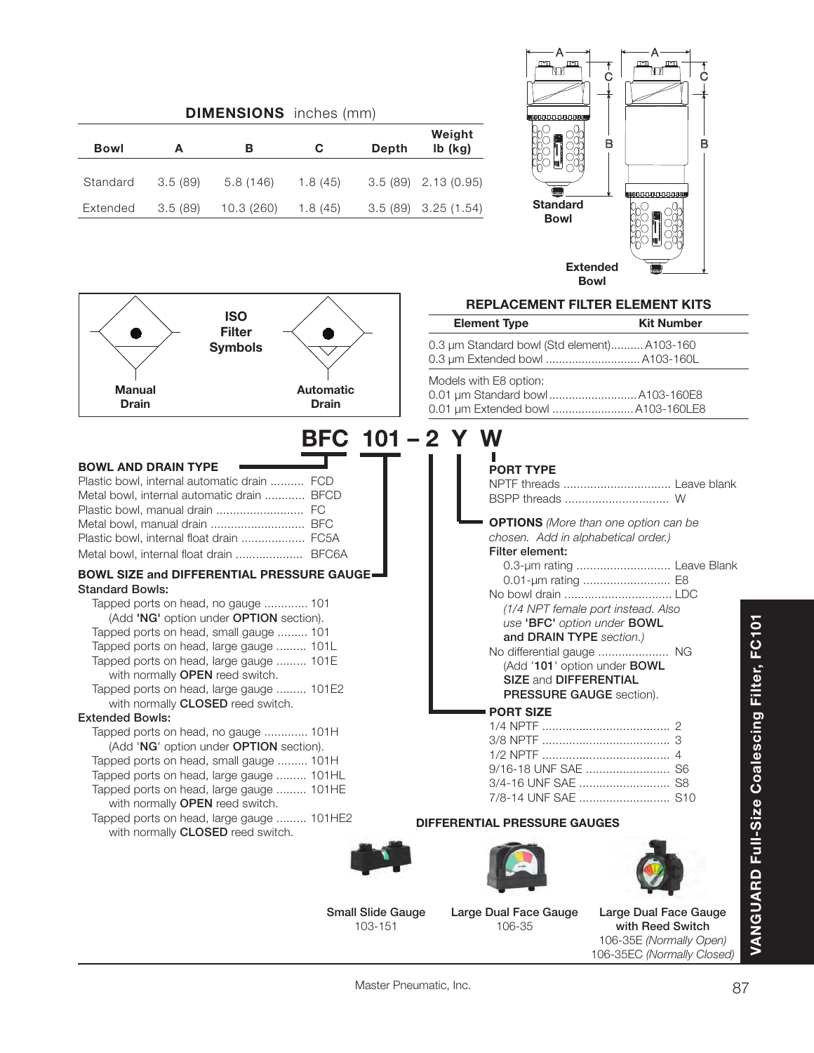## DIMENSIONS inches (mm)

| Bowl | A | B | C | Depth | Weight lb (kg) |
|---|---|---|---|---|---|
| Standard | 3.5 (89) | 5.8 (146) | 1.8 (45) | 3.5 (89) | 2.13 (0.95) |
| Extended | 3.5 (89) | 10.3 (260) | 1.8 (45) | 3.5 (89) | 3.25 (1.54) |

A
C
B
Standard Bowl

A
C
B
Extended Bowl

ISO Filter Symbols

Manual Drain

Automatic Drain

## REPLACEMENT FILTER ELEMENT KITS

| Element Type | Kit Number |
|---|---|
| 0.3 µm Standard bowl (Std element) | A103-160 |
| 0.3 µm Extended bowl | A103-160L |
| Models with E8 option: | |
| 0.01 µm Standard bowl | A103-160E8 |
| 0.01 µm Extended bowl | A103-160LE8 |

# BFC 101 – 2 Y W

### BOWL AND DRAIN TYPE

- Plastic bowl, internal automatic drain .......... FCD
- Metal bowl, internal automatic drain ............ BFCD
- Plastic bowl, manual drain .......................... FC
- Metal bowl, manual drain ............................ BFC
- Plastic bowl, internal float drain ................... FC5A
- Metal bowl, internal float drain .................... BFC6A

### BOWL SIZE and DIFFERENTIAL PRESSURE GAUGE

**Standard Bowls:**

- Tapped ports on head, no gauge ............. 101
  (Add **'NG'** option under **OPTION** section).
- Tapped ports on head, small gauge ......... 101
- Tapped ports on head, large gauge ......... 101L
- Tapped ports on head, large gauge ......... 101E
  with normally **OPEN** reed switch.
- Tapped ports on head, large gauge ......... 101E2
  with normally **CLOSED** reed switch.

**Extended Bowls:**

- Tapped ports on head, no gauge ............. 101H
  (Add '**NG**' option under **OPTION** section).
- Tapped ports on head, small gauge ......... 101H
- Tapped ports on head, large gauge ......... 101HL
- Tapped ports on head, large gauge ......... 101HE
  with normally **OPEN** reed switch.
- Tapped ports on head, large gauge ......... 101HE2
  with normally **CLOSED** reed switch.

### PORT TYPE

- NPTF threads ................................ Leave blank
- BSPP threads ............................... W

**OPTIONS** *(More than one option can be chosen. Add in alphabetical order.)*

**Filter element:**

- 0.3-µm rating ............................ Leave Blank
- 0.01-µm rating .......................... E8

No bowl drain ................................ LDC
*(1/4 NPT female port instead. Also use* **'BFC'** *option under* **BOWL and DRAIN TYPE** *section.)*

No differential gauge ..................... NG
(Add '**101**' option under **BOWL SIZE** and **DIFFERENTIAL PRESSURE GAUGE** section).

### PORT SIZE

- 1/4 NPTF ...................................... 2
- 3/8 NPTF ...................................... 3
- 1/2 NPTF ...................................... 4
- 9/16-18 UNF SAE .......................... S6
- 3/4-16 UNF SAE ........................... S8
- 7/8-14 UNF SAE ........................... S10

### DIFFERENTIAL PRESSURE GAUGES

Small Slide Gauge
103-151

Large Dual Face Gauge
106-35

Large Dual Face Gauge with Reed Switch
106-35E *(Normally Open)*
106-35EC *(Normally Closed)*